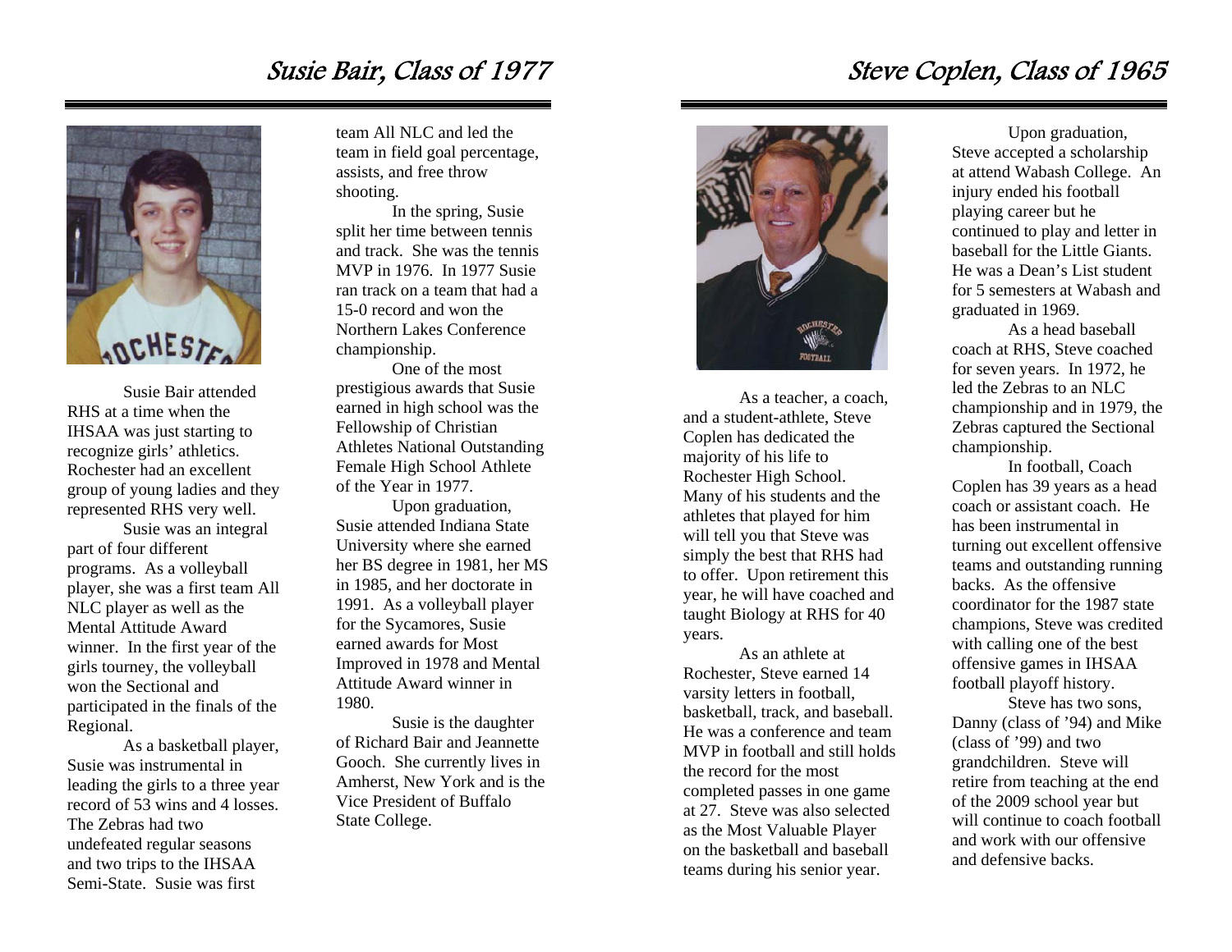## Susie Bair, Class of 1977

Susie Bair attended RHS at a time when the IHSAA was just starting to recognize girls' athletics. Rochester had an excellent group of young ladies and they represented RHS very well.

Susie was an integral part of four different programs. As a volleyball player, she was a first team All NLC player as well as the Mental Attitude Award winner. In the first year of the girls tourney, the volleyball won the Sectional and participated in the finals of the Regional.

As a basketball player, Susie was instrumental in leading the girls to a three year record of 53 wins and 4 losses. The Zebras had two undefeated regular seasons and two trips to the IHSAA Semi-State. Susie was first team All NLC and led the team in field goal percentage, assists, and free throw shooting.

In the spring, Susie split her time between tennis and track. She was the tennis MVP in 1976. In 1977 Susie ran track on a team that had a 15-0 record and won the Northern Lakes Conference championship.

One of the most prestigious awards that Susie earned in high school was the Fellowship of Christian Athletes National Outstanding Female High School Athlete of the Year in 1977.

Upon graduation, Susie attended Indiana State University where she earned her BS degree in 1981, her MS in 1985, and her doctorate in 1991. As a volleyball player for the Sycamores, Susie earned awards for Most Improved in 1978 and Mental Attitude Award winner in 1980.

Susie is the daughter of Richard Bair and Jeannette Gooch. She currently lives in Amherst, New York and is the Vice President of Buffalo State College.

## Steve Coplen, Class of 1965

As a teacher, a coach, and a student-athlete, Steve Coplen has dedicated the majority of his life to Rochester High School. Many of his students and the athletes that played for him will tell you that Steve was simply the best that RHS had to offer. Upon retirement this year, he will have coached and taught Biology at RHS for 40 years.

As an athlete at Rochester, Steve earned 14 varsity letters in football, basketball, track, and baseball. He was a conference and team MVP in football and still holds the record for the most completed passes in one game at 27. Steve was also selected as the Most Valuable Player on the basketball and baseball teams during his senior year.

Upon graduation, Steve accepted a scholarship at attend Wabash College. An injury ended his football playing career but he continued to play and letter in baseball for the Little Giants. He was a Dean's List student for 5 semesters at Wabash and graduated in 1969.

As a head baseball coach at RHS, Steve coached for seven years. In 1972, he led the Zebras to an NLC championship and in 1979, the Zebras captured the Sectional championship.

In football, Coach Coplen has 39 years as a head coach or assistant coach. He has been instrumental in turning out excellent offensive teams and outstanding running backs. As the offensive coordinator for the 1987 state champions, Steve was credited with calling one of the best offensive games in IHSAA football playoff history.

Steve has two sons, Danny (class of '94) and Mike (class of '99) and two grandchildren. Steve will retire from teaching at the end of the 2009 school year but will continue to coach football and work with our offensive and defensive backs.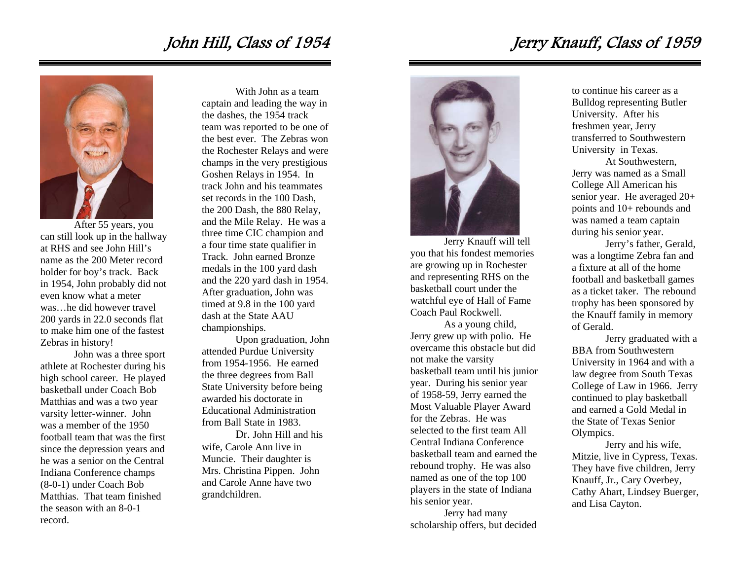# John Hill, Class of 1954

After 55 years, you can still look up in the hallway at RHS and see John Hill's name as the 200 Meter record holder for boy's track. Back in 1954, John probably did not even know what a meter was…he did however travel 200 yards in 22.0 seconds flat to make him one of the fastest Zebras in history!

John was a three sport athlete at Rochester during his high school career. He played basketball under Coach Bob Matthias and was a two year varsity letter-winner. John was a member of the 1950 football team that was the first since the depression years and he was a senior on the Central Indiana Conference champs (8-0-1) under Coach Bob Matthias. That team finished the season with an 8-0-1 record.

With John as a team captain and leading the way in the dashes, the 1954 track team was reported to be one of the best ever. The Zebras won the Rochester Relays and were champs in the very prestigious Goshen Relays in 1954. In track John and his teammates set records in the 100 Dash, the 200 Dash, the 880 Relay, and the Mile Relay. He was a three time CIC champion and a four time state qualifier in Track. John earned Bronze medals in the 100 yard dash and the 220 yard dash in 1954. After graduation, John was timed at 9.8 in the 100 yard dash at the State AAU championships.

Upon graduation, John attended Purdue University from 1954-1956. He earned the three degrees from Ball State University before being awarded his doctorate in Educational Administration from Ball State in 1983.

Dr. John Hill and his wife, Carole Ann live in Muncie. Their daughter is Mrs. Christina Pippen. John and Carole Anne have two grandchildren.

# Jerry Knauff, Class of 1959

Jerry Knauff will tell you that his fondest memories are growing up in Rochester and representing RHS on the basketball court under the watchful eye of Hall of Fame Coach Paul Rockwell.

As a young child, Jerry grew up with polio. He overcame this obstacle but did not make the varsity basketball team until his junior year. During his senior year of 1958-59, Jerry earned the Most Valuable Player Award for the Zebras. He was selected to the first team All Central Indiana Conference basketball team and earned the rebound trophy. He was also named as one of the top 100 players in the state of Indiana his senior year.

Jerry had many scholarship offers, but decided to continue his career as a Bulldog representing Butler University. After his freshmen year, Jerry transferred to Southwestern University in Texas.

At Southwestern, Jerry was named as a Small College All American his senior year. He averaged 20+ points and 10+ rebounds and was named a team captain during his senior year.

Jerry's father, Gerald, was a longtime Zebra fan and a fixture at all of the home football and basketball games as a ticket taker. The rebound trophy has been sponsored by the Knauff family in memory of Gerald.

Jerry graduated with a BBA from Southwestern University in 1964 and with a law degree from South Texas College of Law in 1966. Jerry continued to play basketball and earned a Gold Medal in the State of Texas Senior Olympics.

Jerry and his wife, Mitzie, live in Cypress, Texas. They have five children, Jerry Knauff, Jr., Cary Overbey, Cathy Ahart, Lindsey Buerger, and Lisa Cayton.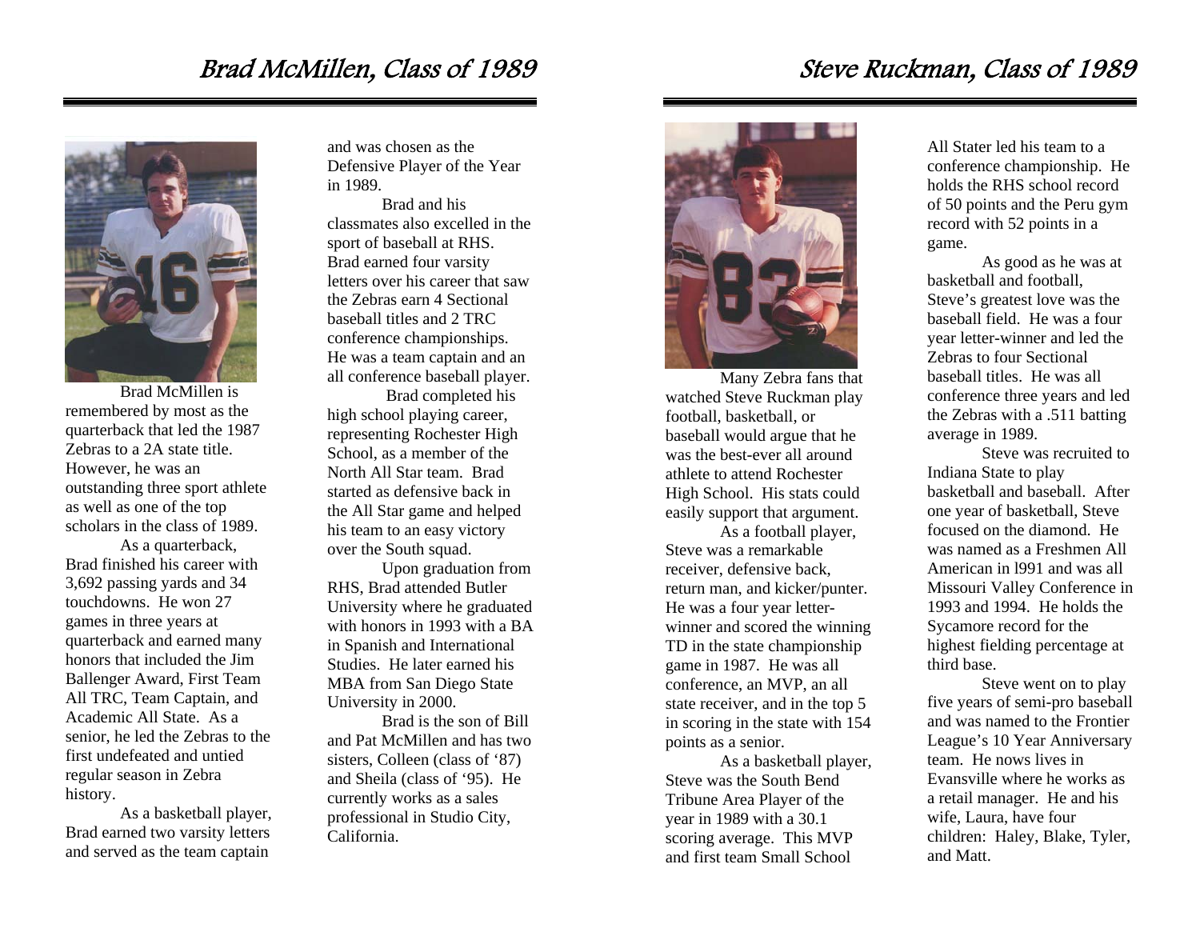# Brad McMillen, Class of 1989

Brad McMillen is remembered by most as the quarterback that led the 1987 Zebras to a 2A state title. However, he was an outstanding three sport athlete as well as one of the top scholars in the class of 1989.

As a quarterback, Brad finished his career with 3,692 passing yards and 34 touchdowns. He won 27 games in three years at quarterback and earned many honors that included the Jim Ballenger Award, First Team All TRC, Team Captain, and Academic All State. As a senior, he led the Zebras to the first undefeated and untied regular season in Zebra history.

As a basketball player, Brad earned two varsity letters and served as the team captain and was chosen as the Defensive Player of the Year in 1989.

Brad and his classmates also excelled in the sport of baseball at RHS. Brad earned four varsity letters over his career that saw the Zebras earn 4 Sectional baseball titles and 2 TRC conference championships. He was a team captain and an all conference baseball player.

Brad completed his high school playing career, representing Rochester High School, as a member of the North All Star team. Brad started as defensive back in the All Star game and helped his team to an easy victory over the South squad.

Upon graduation from RHS, Brad attended Butler University where he graduated with honors in 1993 with a BA in Spanish and International Studies. He later earned his MBA from San Diego State University in 2000.

Brad is the son of Bill and Pat McMillen and has two sisters, Colleen (class of '87) and Sheila (class of '95). He currently works as a sales professional in Studio City, California.

# Steve Ruckman, Class of 1989

Many Zebra fans that watched Steve Ruckman play football, basketball, or baseball would argue that he was the best-ever all around athlete to attend Rochester High School. His stats could easily support that argument.

As a football player, Steve was a remarkable receiver, defensive back, return man, and kicker/punter. He was a four year letter-winner and scored the winning TD in the state championship game in 1987. He was all conference, an MVP, an all state receiver, and in the top 5 in scoring in the state with 154 points as a senior.

As a basketball player, Steve was the South Bend Tribune Area Player of the year in 1989 with a 30.1 scoring average. This MVP and first team Small School All Stater led his team to a conference championship. He holds the RHS school record of 50 points and the Peru gym record with 52 points in a game.

As good as he was at basketball and football, Steve's greatest love was the baseball field. He was a four year letter-winner and led the Zebras to four Sectional baseball titles. He was all conference three years and led the Zebras with a .511 batting average in 1989.

Steve was recruited to Indiana State to play basketball and baseball. After one year of basketball, Steve focused on the diamond. He was named as a Freshmen All American in l991 and was all Missouri Valley Conference in 1993 and 1994. He holds the Sycamore record for the highest fielding percentage at third base.

Steve went on to play five years of semi-pro baseball and was named to the Frontier League's 10 Year Anniversary team. He nows lives in Evansville where he works as a retail manager. He and his wife, Laura, have four children: Haley, Blake, Tyler, and Matt.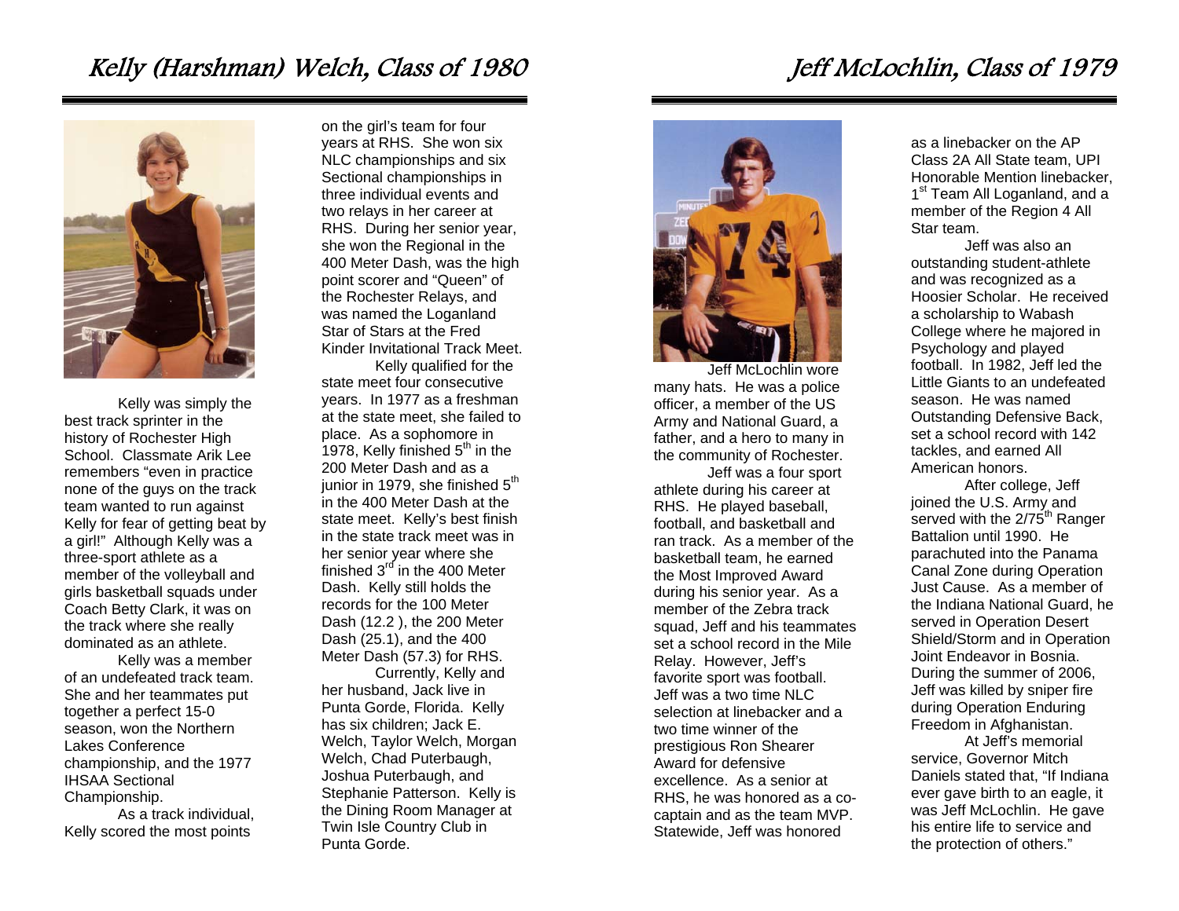# Kelly (Harshman) Welch, Class of 1980

Kelly was simply the best track sprinter in the history of Rochester High School. Classmate Arik Lee remembers "even in practice none of the guys on the track team wanted to run against Kelly for fear of getting beat by a girl!" Although Kelly was a three-sport athlete as a member of the volleyball and girls basketball squads under Coach Betty Clark, it was on the track where she really dominated as an athlete.

Kelly was a member of an undefeated track team. She and her teammates put together a perfect 15-0 season, won the Northern Lakes Conference championship, and the 1977 IHSAA Sectional Championship.

As a track individual, Kelly scored the most points on the girl's team for four years at RHS. She won six NLC championships and six Sectional championships in three individual events and two relays in her career at RHS. During her senior year, she won the Regional in the 400 Meter Dash, was the high point scorer and "Queen" of the Rochester Relays, and was named the Loganland Star of Stars at the Fred Kinder Invitational Track Meet.

Kelly qualified for the state meet four consecutive years. In 1977 as a freshman at the state meet, she failed to place. As a sophomore in 1978, Kelly finished 5th in the 200 Meter Dash and as a junior in 1979, she finished 5th in the 400 Meter Dash at the state meet. Kelly's best finish in the state track meet was in her senior year where she finished 3rd in the 400 Meter Dash. Kelly still holds the records for the 100 Meter Dash (12.2 ), the 200 Meter Dash (25.1), and the 400 Meter Dash (57.3) for RHS.

Currently, Kelly and her husband, Jack live in Punta Gorde, Florida. Kelly has six children; Jack E. Welch, Taylor Welch, Morgan Welch, Chad Puterbaugh, Joshua Puterbaugh, and Stephanie Patterson. Kelly is the Dining Room Manager at Twin Isle Country Club in Punta Gorde.

# Jeff McLochlin, Class of 1979

Jeff McLochlin wore many hats. He was a police officer, a member of the US Army and National Guard, a father, and a hero to many in the community of Rochester.

Jeff was a four sport athlete during his career at RHS. He played baseball, football, and basketball and ran track. As a member of the basketball team, he earned the Most Improved Award during his senior year. As a member of the Zebra track squad, Jeff and his teammates set a school record in the Mile Relay. However, Jeff's favorite sport was football. Jeff was a two time NLC selection at linebacker and a two time winner of the prestigious Ron Shearer Award for defensive excellence. As a senior at RHS, he was honored as a co-captain and as the team MVP. Statewide, Jeff was honored as a linebacker on the AP Class 2A All State team, UPI Honorable Mention linebacker, 1st Team All Loganland, and a member of the Region 4 All Star team.

Jeff was also an outstanding student-athlete and was recognized as a Hoosier Scholar. He received a scholarship to Wabash College where he majored in Psychology and played football. In 1982, Jeff led the Little Giants to an undefeated season. He was named Outstanding Defensive Back, set a school record with 142 tackles, and earned All American honors.

After college, Jeff joined the U.S. Army and served with the 2/75th Ranger Battalion until 1990. He parachuted into the Panama Canal Zone during Operation Just Cause. As a member of the Indiana National Guard, he served in Operation Desert Shield/Storm and in Operation Joint Endeavor in Bosnia. During the summer of 2006, Jeff was killed by sniper fire during Operation Enduring Freedom in Afghanistan.

At Jeff's memorial service, Governor Mitch Daniels stated that, "If Indiana ever gave birth to an eagle, it was Jeff McLochlin. He gave his entire life to service and the protection of others."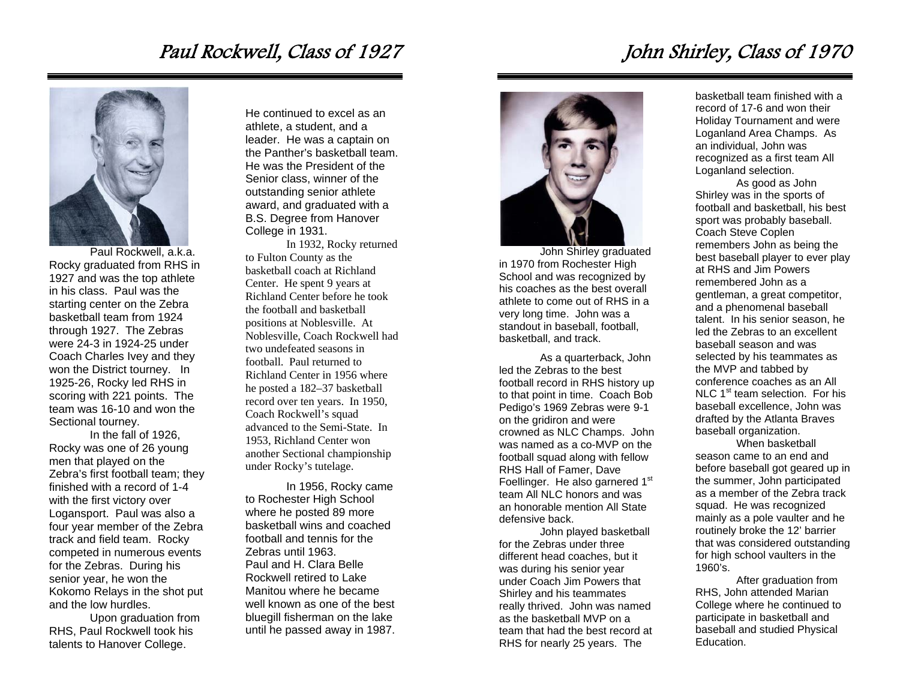# Paul Rockwell, Class of 1927

Paul Rockwell, a.k.a. Rocky graduated from RHS in 1927 and was the top athlete in his class. Paul was the starting center on the Zebra basketball team from 1924 through 1927. The Zebras were 24-3 in 1924-25 under Coach Charles Ivey and they won the District tourney. In 1925-26, Rocky led RHS in scoring with 221 points. The team was 16-10 and won the Sectional tourney.

In the fall of 1926, Rocky was one of 26 young men that played on the Zebra's first football team; they finished with a record of 1-4 with the first victory over Logansport. Paul was also a four year member of the Zebra track and field team. Rocky competed in numerous events for the Zebras. During his senior year, he won the Kokomo Relays in the shot put and the low hurdles.

Upon graduation from RHS, Paul Rockwell took his talents to Hanover College. He continued to excel as an athlete, a student, and a leader. He was a captain on the Panther's basketball team. He was the President of the Senior class, winner of the outstanding senior athlete award, and graduated with a B.S. Degree from Hanover College in 1931.

In 1932, Rocky returned to Fulton County as the basketball coach at Richland Center. He spent 9 years at Richland Center before he took the football and basketball positions at Noblesville. At Noblesville, Coach Rockwell had two undefeated seasons in football. Paul returned to Richland Center in 1956 where he posted a 182–37 basketball record over ten years. In 1950, Coach Rockwell's squad advanced to the Semi-State. In 1953, Richland Center won another Sectional championship under Rocky's tutelage.

In 1956, Rocky came to Rochester High School where he posted 89 more basketball wins and coached football and tennis for the Zebras until 1963.
Paul and H. Clara Belle Rockwell retired to Lake Manitou where he became well known as one of the best bluegill fisherman on the lake until he passed away in 1987.

# John Shirley, Class of 1970

John Shirley graduated in 1970 from Rochester High School and was recognized by his coaches as the best overall athlete to come out of RHS in a very long time. John was a standout in baseball, football, basketball, and track.

As a quarterback, John led the Zebras to the best football record in RHS history up to that point in time. Coach Bob Pedigo's 1969 Zebras were 9-1 on the gridiron and were crowned as NLC Champs. John was named as a co-MVP on the football squad along with fellow RHS Hall of Famer, Dave Foellinger. He also garnered 1st team All NLC honors and was an honorable mention All State defensive back.

John played basketball for the Zebras under three different head coaches, but it was during his senior year under Coach Jim Powers that Shirley and his teammates really thrived. John was named as the basketball MVP on a team that had the best record at RHS for nearly 25 years. The basketball team finished with a record of 17-6 and won their Holiday Tournament and were Loganland Area Champs. As an individual, John was recognized as a first team All Loganland selection.

As good as John Shirley was in the sports of football and basketball, his best sport was probably baseball. Coach Steve Coplen remembers John as being the best baseball player to ever play at RHS and Jim Powers remembered John as a gentleman, a great competitor, and a phenomenal baseball talent. In his senior season, he led the Zebras to an excellent baseball season and was selected by his teammates as the MVP and tabbed by conference coaches as an All NLC 1st team selection. For his baseball excellence, John was drafted by the Atlanta Braves baseball organization.

When basketball season came to an end and before baseball got geared up in the summer, John participated as a member of the Zebra track squad. He was recognized mainly as a pole vaulter and he routinely broke the 12' barrier that was considered outstanding for high school vaulters in the 1960's.

After graduation from RHS, John attended Marian College where he continued to participate in basketball and baseball and studied Physical Education.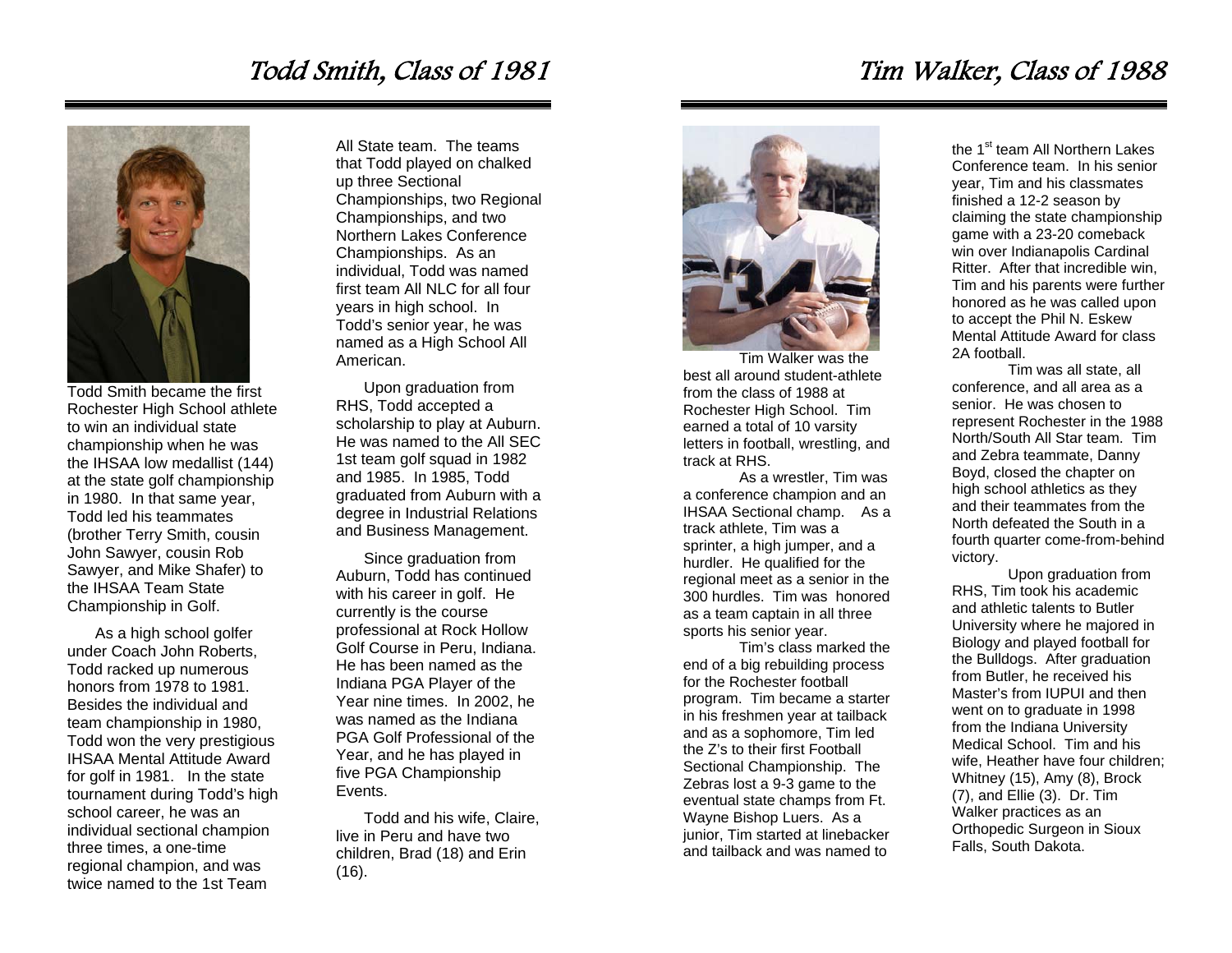# Todd Smith, Class of 1981

Todd Smith became the first Rochester High School athlete to win an individual state championship when he was the IHSAA low medallist (144) at the state golf championship in 1980. In that same year, Todd led his teammates (brother Terry Smith, cousin John Sawyer, cousin Rob Sawyer, and Mike Shafer) to the IHSAA Team State Championship in Golf.

As a high school golfer under Coach John Roberts, Todd racked up numerous honors from 1978 to 1981. Besides the individual and team championship in 1980, Todd won the very prestigious IHSAA Mental Attitude Award for golf in 1981. In the state tournament during Todd's high school career, he was an individual sectional champion three times, a one-time regional champion, and was twice named to the 1st Team All State team. The teams that Todd played on chalked up three Sectional Championships, two Regional Championships, and two Northern Lakes Conference Championships. As an individual, Todd was named first team All NLC for all four years in high school. In Todd's senior year, he was named as a High School All American.

Upon graduation from RHS, Todd accepted a scholarship to play at Auburn. He was named to the All SEC 1st team golf squad in 1982 and 1985. In 1985, Todd graduated from Auburn with a degree in Industrial Relations and Business Management.

Since graduation from Auburn, Todd has continued with his career in golf. He currently is the course professional at Rock Hollow Golf Course in Peru, Indiana. He has been named as the Indiana PGA Player of the Year nine times. In 2002, he was named as the Indiana PGA Golf Professional of the Year, and he has played in five PGA Championship Events.

Todd and his wife, Claire, live in Peru and have two children, Brad (18) and Erin (16).

# Tim Walker, Class of 1988

Tim Walker was the best all around student-athlete from the class of 1988 at Rochester High School. Tim earned a total of 10 varsity letters in football, wrestling, and track at RHS.

As a wrestler, Tim was a conference champion and an IHSAA Sectional champ. As a track athlete, Tim was a sprinter, a high jumper, and a hurdler. He qualified for the regional meet as a senior in the 300 hurdles. Tim was honored as a team captain in all three sports his senior year.

Tim's class marked the end of a big rebuilding process for the Rochester football program. Tim became a starter in his freshmen year at tailback and as a sophomore, Tim led the Z's to their first Football Sectional Championship. The Zebras lost a 9-3 game to the eventual state champs from Ft. Wayne Bishop Luers. As a junior, Tim started at linebacker and tailback and was named to the 1st team All Northern Lakes Conference team. In his senior year, Tim and his classmates finished a 12-2 season by claiming the state championship game with a 23-20 comeback win over Indianapolis Cardinal Ritter. After that incredible win, Tim and his parents were further honored as he was called upon to accept the Phil N. Eskew Mental Attitude Award for class 2A football.

Tim was all state, all conference, and all area as a senior. He was chosen to represent Rochester in the 1988 North/South All Star team. Tim and Zebra teammate, Danny Boyd, closed the chapter on high school athletics as they and their teammates from the North defeated the South in a fourth quarter come-from-behind victory.

Upon graduation from RHS, Tim took his academic and athletic talents to Butler University where he majored in Biology and played football for the Bulldogs. After graduation from Butler, he received his Master's from IUPUI and then went on to graduate in 1998 from the Indiana University Medical School. Tim and his wife, Heather have four children; Whitney (15), Amy (8), Brock (7), and Ellie (3). Dr. Tim Walker practices as an Orthopedic Surgeon in Sioux Falls, South Dakota.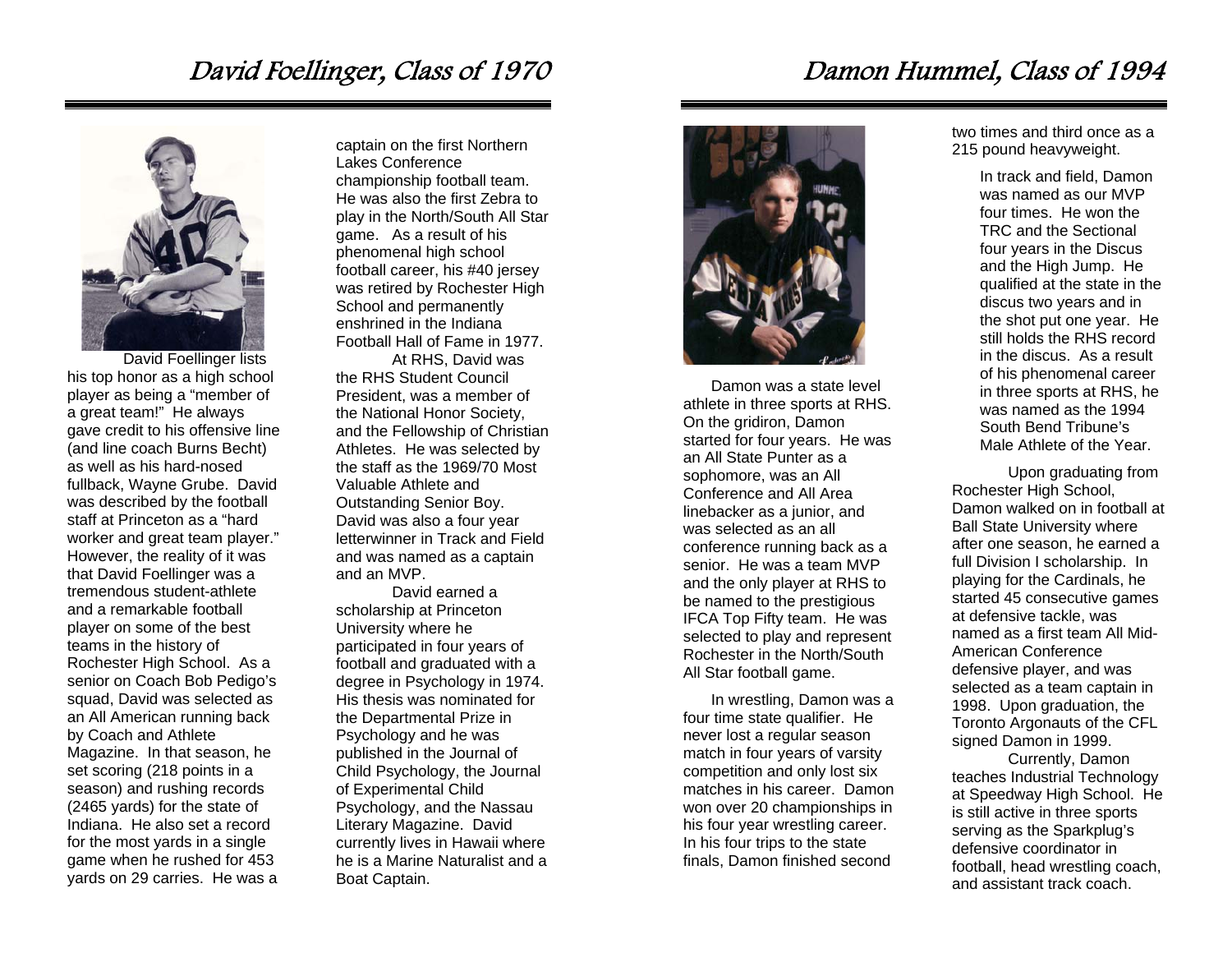## David Foellinger, Class of 1970

David Foellinger lists his top honor as a high school player as being a "member of a great team!" He always gave credit to his offensive line (and line coach Burns Becht) as well as his hard-nosed fullback, Wayne Grube. David was described by the football staff at Princeton as a "hard worker and great team player." However, the reality of it was that David Foellinger was a tremendous student-athlete and a remarkable football player on some of the best teams in the history of Rochester High School. As a senior on Coach Bob Pedigo's squad, David was selected as an All American running back by Coach and Athlete Magazine. In that season, he set scoring (218 points in a season) and rushing records (2465 yards) for the state of Indiana. He also set a record for the most yards in a single game when he rushed for 453 yards on 29 carries. He was a captain on the first Northern Lakes Conference championship football team. He was also the first Zebra to play in the North/South All Star game. As a result of his phenomenal high school football career, his #40 jersey was retired by Rochester High School and permanently enshrined in the Indiana Football Hall of Fame in 1977.

At RHS, David was the RHS Student Council President, was a member of the National Honor Society, and the Fellowship of Christian Athletes. He was selected by the staff as the 1969/70 Most Valuable Athlete and Outstanding Senior Boy. David was also a four year letterwinner in Track and Field and was named as a captain and an MVP.

David earned a scholarship at Princeton University where he participated in four years of football and graduated with a degree in Psychology in 1974. His thesis was nominated for the Departmental Prize in Psychology and he was published in the Journal of Child Psychology, the Journal of Experimental Child Psychology, and the Nassau Literary Magazine. David currently lives in Hawaii where he is a Marine Naturalist and a Boat Captain.

## Damon Hummel, Class of 1994

Damon was a state level athlete in three sports at RHS. On the gridiron, Damon started for four years. He was an All State Punter as a sophomore, was an All Conference and All Area linebacker as a junior, and was selected as an all conference running back as a senior. He was a team MVP and the only player at RHS to be named to the prestigious IFCA Top Fifty team. He was selected to play and represent Rochester in the North/South All Star football game.

In wrestling, Damon was a four time state qualifier. He never lost a regular season match in four years of varsity competition and only lost six matches in his career. Damon won over 20 championships in his four year wrestling career. In his four trips to the state finals, Damon finished second two times and third once as a 215 pound heavyweight.

In track and field, Damon was named as our MVP four times. He won the TRC and the Sectional four years in the Discus and the High Jump. He qualified at the state in the discus two years and in the shot put one year. He still holds the RHS record in the discus. As a result of his phenomenal career in three sports at RHS, he was named as the 1994 South Bend Tribune's Male Athlete of the Year.

Upon graduating from Rochester High School, Damon walked on in football at Ball State University where after one season, he earned a full Division I scholarship. In playing for the Cardinals, he started 45 consecutive games at defensive tackle, was named as a first team All Mid-American Conference defensive player, and was selected as a team captain in 1998. Upon graduation, the Toronto Argonauts of the CFL signed Damon in 1999.

Currently, Damon teaches Industrial Technology at Speedway High School. He is still active in three sports serving as the Sparkplug's defensive coordinator in football, head wrestling coach, and assistant track coach.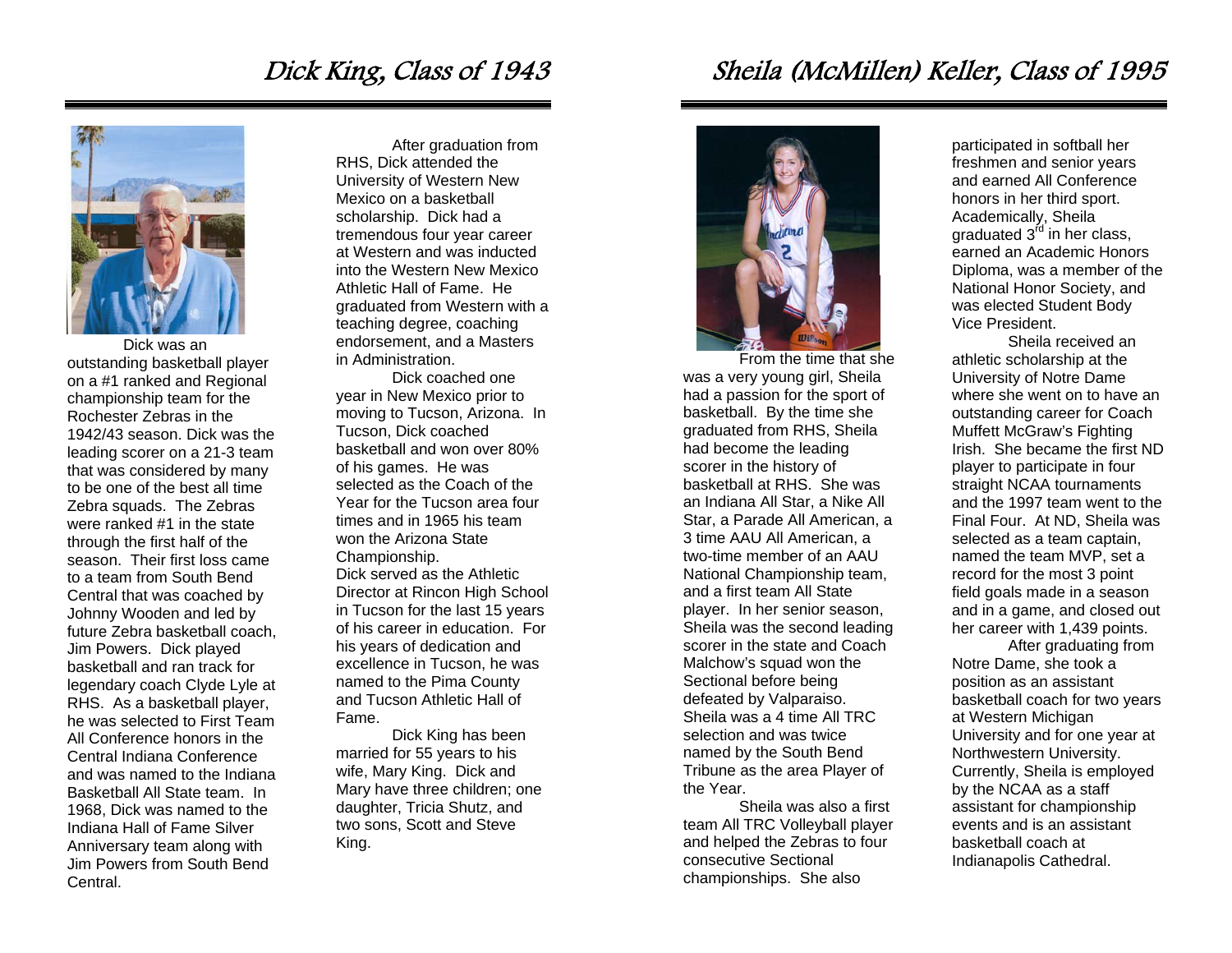# Dick King, Class of 1943

Dick was an outstanding basketball player on a #1 ranked and Regional championship team for the Rochester Zebras in the 1942/43 season. Dick was the leading scorer on a 21-3 team that was considered by many to be one of the best all time Zebra squads. The Zebras were ranked #1 in the state through the first half of the season. Their first loss came to a team from South Bend Central that was coached by Johnny Wooden and led by future Zebra basketball coach, Jim Powers. Dick played basketball and ran track for legendary coach Clyde Lyle at RHS. As a basketball player, he was selected to First Team All Conference honors in the Central Indiana Conference and was named to the Indiana Basketball All State team. In 1968, Dick was named to the Indiana Hall of Fame Silver Anniversary team along with Jim Powers from South Bend Central.

After graduation from RHS, Dick attended the University of Western New Mexico on a basketball scholarship. Dick had a tremendous four year career at Western and was inducted into the Western New Mexico Athletic Hall of Fame. He graduated from Western with a teaching degree, coaching endorsement, and a Masters in Administration.

Dick coached one year in New Mexico prior to moving to Tucson, Arizona. In Tucson, Dick coached basketball and won over 80% of his games. He was selected as the Coach of the Year for the Tucson area four times and in 1965 his team won the Arizona State Championship.

Dick served as the Athletic Director at Rincon High School in Tucson for the last 15 years of his career in education. For his years of dedication and excellence in Tucson, he was named to the Pima County and Tucson Athletic Hall of Fame.

Dick King has been married for 55 years to his wife, Mary King. Dick and Mary have three children; one daughter, Tricia Shutz, and two sons, Scott and Steve King.

# Sheila (McMillen) Keller, Class of 1995

From the time that she was a very young girl, Sheila had a passion for the sport of basketball. By the time she graduated from RHS, Sheila had become the leading scorer in the history of basketball at RHS. She was an Indiana All Star, a Nike All Star, a Parade All American, a 3 time AAU All American, a two-time member of an AAU National Championship team, and a first team All State player. In her senior season, Sheila was the second leading scorer in the state and Coach Malchow's squad won the Sectional before being defeated by Valparaiso. Sheila was a 4 time All TRC selection and was twice named by the South Bend Tribune as the area Player of the Year.

Sheila was also a first team All TRC Volleyball player and helped the Zebras to four consecutive Sectional championships. She also participated in softball her freshmen and senior years and earned All Conference honors in her third sport. Academically, Sheila graduated 3rd in her class, earned an Academic Honors Diploma, was a member of the National Honor Society, and was elected Student Body Vice President.

Sheila received an athletic scholarship at the University of Notre Dame where she went on to have an outstanding career for Coach Muffett McGraw's Fighting Irish. She became the first ND player to participate in four straight NCAA tournaments and the 1997 team went to the Final Four. At ND, Sheila was selected as a team captain, named the team MVP, set a record for the most 3 point field goals made in a season and in a game, and closed out her career with 1,439 points.

After graduating from Notre Dame, she took a position as an assistant basketball coach for two years at Western Michigan University and for one year at Northwestern University. Currently, Sheila is employed by the NCAA as a staff assistant for championship events and is an assistant basketball coach at Indianapolis Cathedral.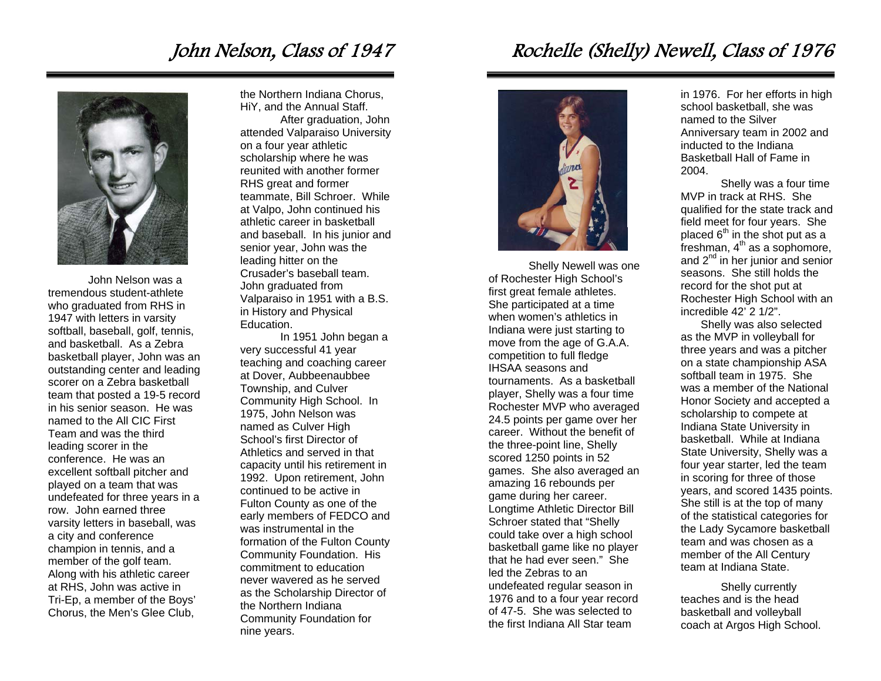## John Nelson, Class of 1947

John Nelson was a tremendous student-athlete who graduated from RHS in 1947 with letters in varsity softball, baseball, golf, tennis, and basketball. As a Zebra basketball player, John was an outstanding center and leading scorer on a Zebra basketball team that posted a 19-5 record in his senior season. He was named to the All CIC First Team and was the third leading scorer in the conference. He was an excellent softball pitcher and played on a team that was undefeated for three years in a row. John earned three varsity letters in baseball, was a city and conference champion in tennis, and a member of the golf team. Along with his athletic career at RHS, John was active in Tri-Ep, a member of the Boys' Chorus, the Men's Glee Club, the Northern Indiana Chorus, HiY, and the Annual Staff.

After graduation, John attended Valparaiso University on a four year athletic scholarship where he was reunited with another former RHS great and former teammate, Bill Schroer. While at Valpo, John continued his athletic career in basketball and baseball. In his junior and senior year, John was the leading hitter on the Crusader's baseball team. John graduated from Valparaiso in 1951 with a B.S. in History and Physical Education.

In 1951 John began a very successful 41 year teaching and coaching career at Dover, Aubbeenaubbee Township, and Culver Community High School. In 1975, John Nelson was named as Culver High School's first Director of Athletics and served in that capacity until his retirement in 1992. Upon retirement, John continued to be active in Fulton County as one of the early members of FEDCO and was instrumental in the formation of the Fulton County Community Foundation. His commitment to education never wavered as he served as the Scholarship Director of the Northern Indiana Community Foundation for nine years.

## Rochelle (Shelly) Newell, Class of 1976

Shelly Newell was one of Rochester High School's first great female athletes. She participated at a time when women's athletics in Indiana were just starting to move from the age of G.A.A. competition to full fledge IHSAA seasons and tournaments. As a basketball player, Shelly was a four time Rochester MVP who averaged 24.5 points per game over her career. Without the benefit of the three-point line, Shelly scored 1250 points in 52 games. She also averaged an amazing 16 rebounds per game during her career. Longtime Athletic Director Bill Schroer stated that "Shelly could take over a high school basketball game like no player that he had ever seen." She led the Zebras to an undefeated regular season in 1976 and to a four year record of 47-5. She was selected to the first Indiana All Star team in 1976. For her efforts in high school basketball, she was named to the Silver Anniversary team in 2002 and inducted to the Indiana Basketball Hall of Fame in 2004.

Shelly was a four time MVP in track at RHS. She qualified for the state track and field meet for four years. She placed 6th in the shot put as a freshman, 4th as a sophomore, and 2nd in her junior and senior seasons. She still holds the record for the shot put at Rochester High School with an incredible 42' 2 1/2".

Shelly was also selected as the MVP in volleyball for three years and was a pitcher on a state championship ASA softball team in 1975. She was a member of the National Honor Society and accepted a scholarship to compete at Indiana State University in basketball. While at Indiana State University, Shelly was a four year starter, led the team in scoring for three of those years, and scored 1435 points. She still is at the top of many of the statistical categories for the Lady Sycamore basketball team and was chosen as a member of the All Century team at Indiana State.

Shelly currently teaches and is the head basketball and volleyball coach at Argos High School.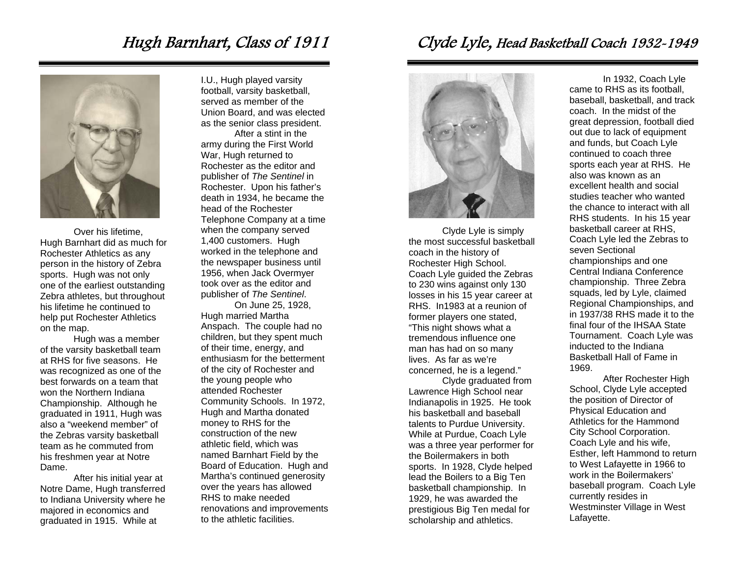# Hugh Barnhart, Class of 1911

Over his lifetime, Hugh Barnhart did as much for Rochester Athletics as any person in the history of Zebra sports. Hugh was not only one of the earliest outstanding Zebra athletes, but throughout his lifetime he continued to help put Rochester Athletics on the map.

Hugh was a member of the varsity basketball team at RHS for five seasons. He was recognized as one of the best forwards on a team that won the Northern Indiana Championship. Although he graduated in 1911, Hugh was also a "weekend member" of the Zebras varsity basketball team as he commuted from his freshmen year at Notre Dame.

After his initial year at Notre Dame, Hugh transferred to Indiana University where he majored in economics and graduated in 1915. While at I.U., Hugh played varsity football, varsity basketball, served as member of the Union Board, and was elected as the senior class president.

After a stint in the army during the First World War, Hugh returned to Rochester as the editor and publisher of *The Sentinel* in Rochester. Upon his father's death in 1934, he became the head of the Rochester Telephone Company at a time when the company served 1,400 customers. Hugh worked in the telephone and the newspaper business until 1956, when Jack Overmyer took over as the editor and publisher of *The Sentinel*.

On June 25, 1928, Hugh married Martha Anspach. The couple had no children, but they spent much of their time, energy, and enthusiasm for the betterment of the city of Rochester and the young people who attended Rochester Community Schools. In 1972, Hugh and Martha donated money to RHS for the construction of the new athletic field, which was named Barnhart Field by the Board of Education. Hugh and Martha's continued generosity over the years has allowed RHS to make needed renovations and improvements to the athletic facilities.

# Clyde Lyle, Head Basketball Coach 1932-1949

Clyde Lyle is simply the most successful basketball coach in the history of Rochester High School. Coach Lyle guided the Zebras to 230 wins against only 130 losses in his 15 year career at RHS. In1983 at a reunion of former players one stated, "This night shows what a tremendous influence one man has had on so many lives. As far as we're concerned, he is a legend."

Clyde graduated from Lawrence High School near Indianapolis in 1925. He took his basketball and baseball talents to Purdue University. While at Purdue, Coach Lyle was a three year performer for the Boilermakers in both sports. In 1928, Clyde helped lead the Boilers to a Big Ten basketball championship. In 1929, he was awarded the prestigious Big Ten medal for scholarship and athletics.

In 1932, Coach Lyle came to RHS as its football, baseball, basketball, and track coach. In the midst of the great depression, football died out due to lack of equipment and funds, but Coach Lyle continued to coach three sports each year at RHS. He also was known as an excellent health and social studies teacher who wanted the chance to interact with all RHS students. In his 15 year basketball career at RHS, Coach Lyle led the Zebras to seven Sectional championships and one Central Indiana Conference championship. Three Zebra squads, led by Lyle, claimed Regional Championships, and in 1937/38 RHS made it to the final four of the IHSAA State Tournament. Coach Lyle was inducted to the Indiana Basketball Hall of Fame in 1969.

After Rochester High School, Clyde Lyle accepted the position of Director of Physical Education and Athletics for the Hammond City School Corporation. Coach Lyle and his wife, Esther, left Hammond to return to West Lafayette in 1966 to work in the Boilermakers' baseball program. Coach Lyle currently resides in Westminster Village in West Lafayette.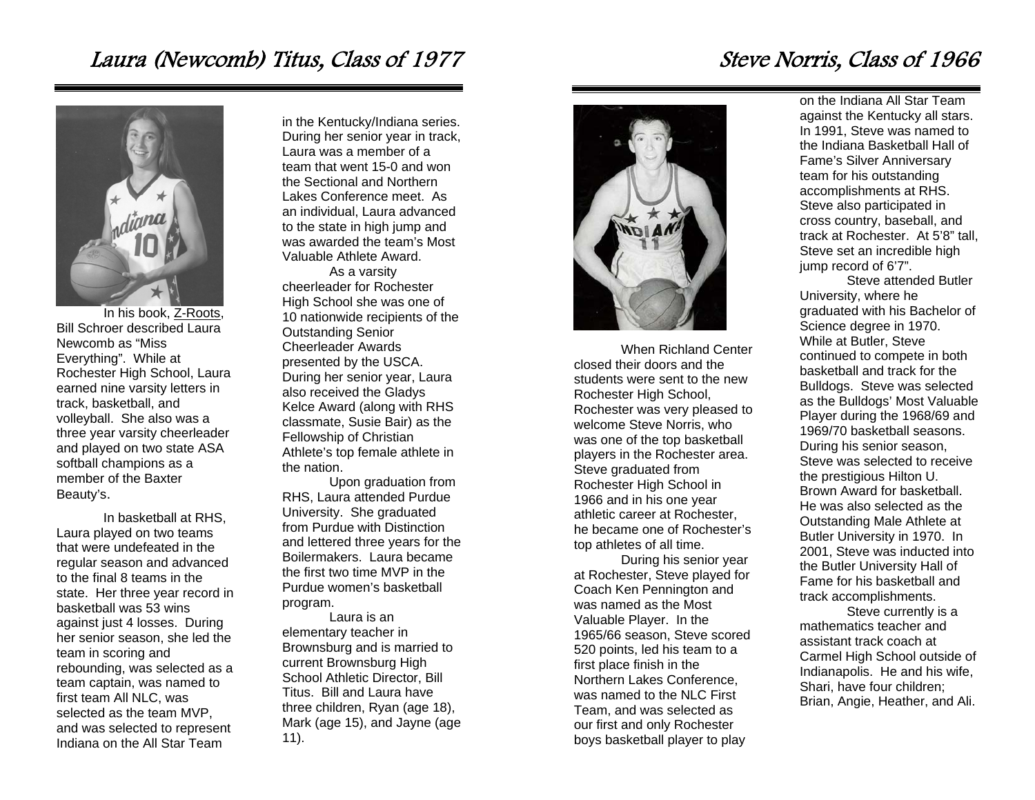# Laura (Newcomb) Titus, Class of 1977

In his book, Z-Roots, Bill Schroer described Laura Newcomb as “Miss Everything”. While at Rochester High School, Laura earned nine varsity letters in track, basketball, and volleyball. She also was a three year varsity cheerleader and played on two state ASA softball champions as a member of the Baxter Beauty’s.

In basketball at RHS, Laura played on two teams that were undefeated in the regular season and advanced to the final 8 teams in the state. Her three year record in basketball was 53 wins against just 4 losses. During her senior season, she led the team in scoring and rebounding, was selected as a team captain, was named to first team All NLC, was selected as the team MVP, and was selected to represent Indiana on the All Star Team in the Kentucky/Indiana series. During her senior year in track, Laura was a member of a team that went 15-0 and won the Sectional and Northern Lakes Conference meet. As an individual, Laura advanced to the state in high jump and was awarded the team’s Most Valuable Athlete Award.

As a varsity cheerleader for Rochester High School she was one of 10 nationwide recipients of the Outstanding Senior Cheerleader Awards presented by the USCA. During her senior year, Laura also received the Gladys Kelce Award (along with RHS classmate, Susie Bair) as the Fellowship of Christian Athlete’s top female athlete in the nation.

Upon graduation from RHS, Laura attended Purdue University. She graduated from Purdue with Distinction and lettered three years for the Boilermakers. Laura became the first two time MVP in the Purdue women’s basketball program.

Laura is an elementary teacher in Brownsburg and is married to current Brownsburg High School Athletic Director, Bill Titus. Bill and Laura have three children, Ryan (age 18), Mark (age 15), and Jayne (age 11).

# Steve Norris, Class of 1966

When Richland Center closed their doors and the students were sent to the new Rochester High School, Rochester was very pleased to welcome Steve Norris, who was one of the top basketball players in the Rochester area. Steve graduated from Rochester High School in 1966 and in his one year athletic career at Rochester, he became one of Rochester’s top athletes of all time.

During his senior year at Rochester, Steve played for Coach Ken Pennington and was named as the Most Valuable Player. In the 1965/66 season, Steve scored 520 points, led his team to a first place finish in the Northern Lakes Conference, was named to the NLC First Team, and was selected as our first and only Rochester boys basketball player to play on the Indiana All Star Team against the Kentucky all stars. In 1991, Steve was named to the Indiana Basketball Hall of Fame’s Silver Anniversary team for his outstanding accomplishments at RHS. Steve also participated in cross country, baseball, and track at Rochester. At 5’8” tall, Steve set an incredible high jump record of 6’7”.

Steve attended Butler University, where he graduated with his Bachelor of Science degree in 1970. While at Butler, Steve continued to compete in both basketball and track for the Bulldogs. Steve was selected as the Bulldogs’ Most Valuable Player during the 1968/69 and 1969/70 basketball seasons. During his senior season, Steve was selected to receive the prestigious Hilton U. Brown Award for basketball. He was also selected as the Outstanding Male Athlete at Butler University in 1970. In 2001, Steve was inducted into the Butler University Hall of Fame for his basketball and track accomplishments.

Steve currently is a mathematics teacher and assistant track coach at Carmel High School outside of Indianapolis. He and his wife, Shari, have four children; Brian, Angie, Heather, and Ali.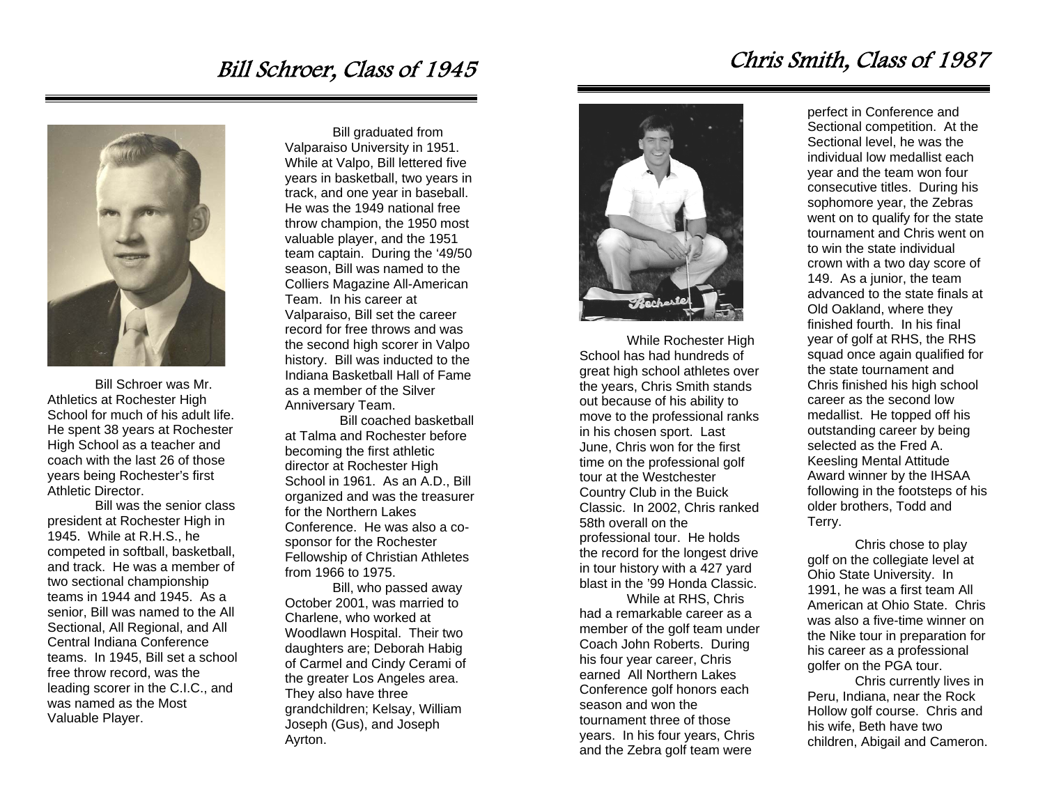## Bill Schroer, Class of 1945

Bill Schroer was Mr. Athletics at Rochester High School for much of his adult life. He spent 38 years at Rochester High School as a teacher and coach with the last 26 of those years being Rochester's first Athletic Director.

Bill was the senior class president at Rochester High in 1945. While at R.H.S., he competed in softball, basketball, and track. He was a member of two sectional championship teams in 1944 and 1945. As a senior, Bill was named to the All Sectional, All Regional, and All Central Indiana Conference teams. In 1945, Bill set a school free throw record, was the leading scorer in the C.I.C., and was named as the Most Valuable Player.

Bill graduated from Valparaiso University in 1951. While at Valpo, Bill lettered five years in basketball, two years in track, and one year in baseball. He was the 1949 national free throw champion, the 1950 most valuable player, and the 1951 team captain. During the '49/50 season, Bill was named to the Colliers Magazine All-American Team. In his career at Valparaiso, Bill set the career record for free throws and was the second high scorer in Valpo history. Bill was inducted to the Indiana Basketball Hall of Fame as a member of the Silver Anniversary Team.

Bill coached basketball at Talma and Rochester before becoming the first athletic director at Rochester High School in 1961. As an A.D., Bill organized and was the treasurer for the Northern Lakes Conference. He was also a co-sponsor for the Rochester Fellowship of Christian Athletes from 1966 to 1975.

Bill, who passed away October 2001, was married to Charlene, who worked at Woodlawn Hospital. Their two daughters are; Deborah Habig of Carmel and Cindy Cerami of the greater Los Angeles area. They also have three grandchildren; Kelsay, William Joseph (Gus), and Joseph Ayrton.

## Chris Smith, Class of 1987

While Rochester High School has had hundreds of great high school athletes over the years, Chris Smith stands out because of his ability to move to the professional ranks in his chosen sport. Last June, Chris won for the first time on the professional golf tour at the Westchester Country Club in the Buick Classic. In 2002, Chris ranked 58th overall on the professional tour. He holds the record for the longest drive in tour history with a 427 yard blast in the '99 Honda Classic.

While at RHS, Chris had a remarkable career as a member of the golf team under Coach John Roberts. During his four year career, Chris earned All Northern Lakes Conference golf honors each season and won the tournament three of those years. In his four years, Chris and the Zebra golf team were perfect in Conference and Sectional competition. At the Sectional level, he was the individual low medallist each year and the team won four consecutive titles. During his sophomore year, the Zebras went on to qualify for the state tournament and Chris went on to win the state individual crown with a two day score of 149. As a junior, the team advanced to the state finals at Old Oakland, where they finished fourth. In his final year of golf at RHS, the RHS squad once again qualified for the state tournament and Chris finished his high school career as the second low medallist. He topped off his outstanding career by being selected as the Fred A. Keesling Mental Attitude Award winner by the IHSAA following in the footsteps of his older brothers, Todd and Terry.

Chris chose to play golf on the collegiate level at Ohio State University. In 1991, he was a first team All American at Ohio State. Chris was also a five-time winner on the Nike tour in preparation for his career as a professional golfer on the PGA tour.

Chris currently lives in Peru, Indiana, near the Rock Hollow golf course. Chris and his wife, Beth have two children, Abigail and Cameron.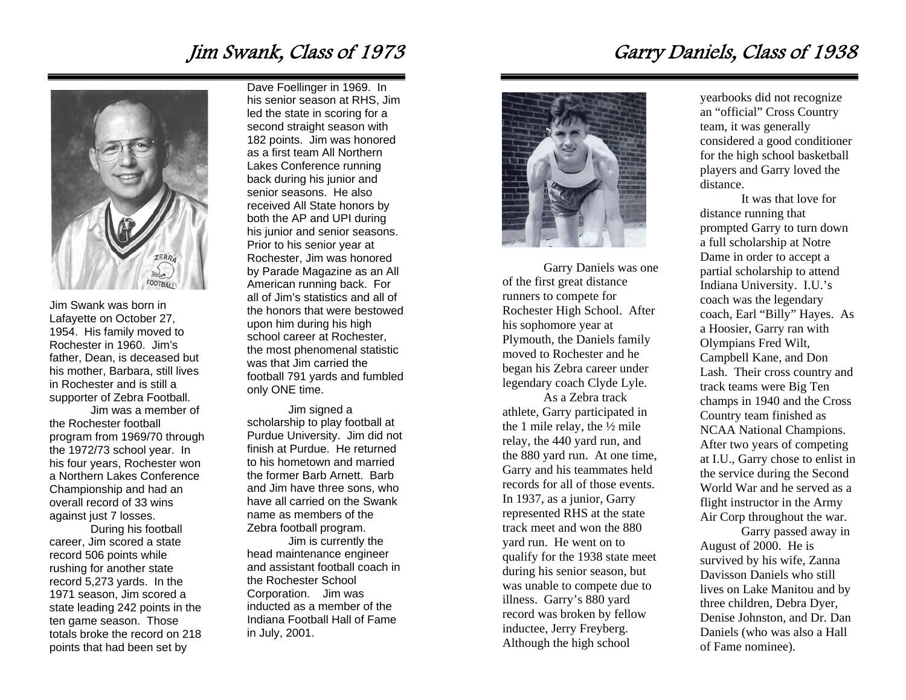# Jim Swank, Class of 1973

Jim Swank was born in Lafayette on October 27, 1954. His family moved to Rochester in 1960. Jim's father, Dean, is deceased but his mother, Barbara, still lives in Rochester and is still a supporter of Zebra Football.

Jim was a member of the Rochester football program from 1969/70 through the 1972/73 school year. In his four years, Rochester won a Northern Lakes Conference Championship and had an overall record of 33 wins against just 7 losses.

During his football career, Jim scored a state record 506 points while rushing for another state record 5,273 yards. In the 1971 season, Jim scored a state leading 242 points in the ten game season. Those totals broke the record on 218 points that had been set by Dave Foellinger in 1969. In his senior season at RHS, Jim led the state in scoring for a second straight season with 182 points. Jim was honored as a first team All Northern Lakes Conference running back during his junior and senior seasons. He also received All State honors by both the AP and UPI during his junior and senior seasons. Prior to his senior year at Rochester, Jim was honored by Parade Magazine as an All American running back. For all of Jim's statistics and all of the honors that were bestowed upon him during his high school career at Rochester, the most phenomenal statistic was that Jim carried the football 791 yards and fumbled only ONE time.

Jim signed a scholarship to play football at Purdue University. Jim did not finish at Purdue. He returned to his hometown and married the former Barb Arnett. Barb and Jim have three sons, who have all carried on the Swank name as members of the Zebra football program.

Jim is currently the head maintenance engineer and assistant football coach in the Rochester School Corporation. Jim was inducted as a member of the Indiana Football Hall of Fame in July, 2001.

# Garry Daniels, Class of 1938

Garry Daniels was one of the first great distance runners to compete for Rochester High School. After his sophomore year at Plymouth, the Daniels family moved to Rochester and he began his Zebra career under legendary coach Clyde Lyle.

As a Zebra track athlete, Garry participated in the 1 mile relay, the ½ mile relay, the 440 yard run, and the 880 yard run. At one time, Garry and his teammates held records for all of those events. In 1937, as a junior, Garry represented RHS at the state track meet and won the 880 yard run. He went on to qualify for the 1938 state meet during his senior season, but was unable to compete due to illness. Garry's 880 yard record was broken by fellow inductee, Jerry Freyberg. Although the high school yearbooks did not recognize an "official" Cross Country team, it was generally considered a good conditioner for the high school basketball players and Garry loved the distance.

It was that love for distance running that prompted Garry to turn down a full scholarship at Notre Dame in order to accept a partial scholarship to attend Indiana University. I.U.'s coach was the legendary coach, Earl "Billy" Hayes. As a Hoosier, Garry ran with Olympians Fred Wilt, Campbell Kane, and Don Lash. Their cross country and track teams were Big Ten champs in 1940 and the Cross Country team finished as NCAA National Champions. After two years of competing at I.U., Garry chose to enlist in the service during the Second World War and he served as a flight instructor in the Army Air Corp throughout the war.

Garry passed away in August of 2000. He is survived by his wife, Zanna Davisson Daniels who still lives on Lake Manitou and by three children, Debra Dyer, Denise Johnston, and Dr. Dan Daniels (who was also a Hall of Fame nominee).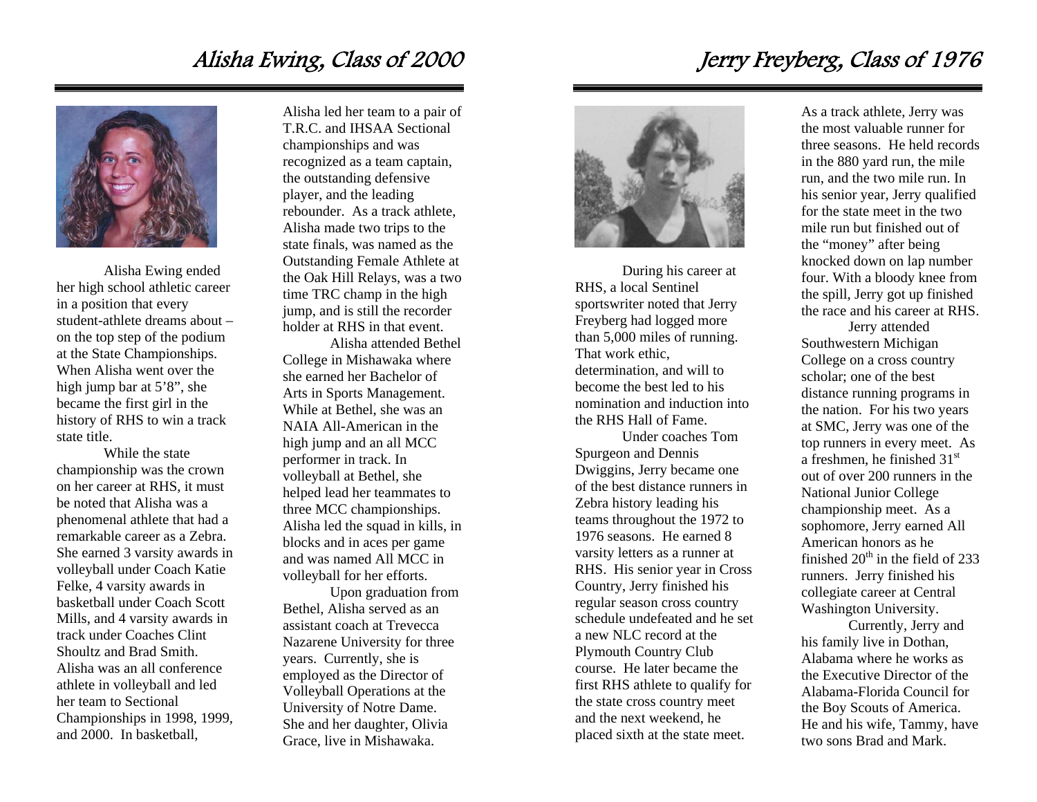# Alisha Ewing, Class of 2000

Alisha Ewing ended her high school athletic career in a position that every student-athlete dreams about – on the top step of the podium at the State Championships. When Alisha went over the high jump bar at 5'8", she became the first girl in the history of RHS to win a track state title.

While the state championship was the crown on her career at RHS, it must be noted that Alisha was a phenomenal athlete that had a remarkable career as a Zebra. She earned 3 varsity awards in volleyball under Coach Katie Felke, 4 varsity awards in basketball under Coach Scott Mills, and 4 varsity awards in track under Coaches Clint Shoultz and Brad Smith. Alisha was an all conference athlete in volleyball and led her team to Sectional Championships in 1998, 1999, and 2000. In basketball, Alisha led her team to a pair of T.R.C. and IHSAA Sectional championships and was recognized as a team captain, the outstanding defensive player, and the leading rebounder. As a track athlete, Alisha made two trips to the state finals, was named as the Outstanding Female Athlete at the Oak Hill Relays, was a two time TRC champ in the high jump, and is still the recorder holder at RHS in that event.

Alisha attended Bethel College in Mishawaka where she earned her Bachelor of Arts in Sports Management. While at Bethel, she was an NAIA All-American in the high jump and an all MCC performer in track. In volleyball at Bethel, she helped lead her teammates to three MCC championships. Alisha led the squad in kills, in blocks and in aces per game and was named All MCC in volleyball for her efforts.

Upon graduation from Bethel, Alisha served as an assistant coach at Trevecca Nazarene University for three years. Currently, she is employed as the Director of Volleyball Operations at the University of Notre Dame. She and her daughter, Olivia Grace, live in Mishawaka.

# Jerry Freyberg, Class of 1976

During his career at RHS, a local Sentinel sportswriter noted that Jerry Freyberg had logged more than 5,000 miles of running. That work ethic, determination, and will to become the best led to his nomination and induction into the RHS Hall of Fame.

Under coaches Tom Spurgeon and Dennis Dwiggins, Jerry became one of the best distance runners in Zebra history leading his teams throughout the 1972 to 1976 seasons. He earned 8 varsity letters as a runner at RHS. His senior year in Cross Country, Jerry finished his regular season cross country schedule undefeated and he set a new NLC record at the Plymouth Country Club course. He later became the first RHS athlete to qualify for the state cross country meet and the next weekend, he placed sixth at the state meet.

As a track athlete, Jerry was the most valuable runner for three seasons. He held records in the 880 yard run, the mile run, and the two mile run. In his senior year, Jerry qualified for the state meet in the two mile run but finished out of the "money" after being knocked down on lap number four. With a bloody knee from the spill, Jerry got up finished the race and his career at RHS.

Jerry attended Southwestern Michigan College on a cross country scholar; one of the best distance running programs in the nation. For his two years at SMC, Jerry was one of the top runners in every meet. As a freshmen, he finished 31st out of over 200 runners in the National Junior College championship meet. As a sophomore, Jerry earned All American honors as he finished 20th in the field of 233 runners. Jerry finished his collegiate career at Central Washington University.

Currently, Jerry and his family live in Dothan, Alabama where he works as the Executive Director of the Alabama-Florida Council for the Boy Scouts of America. He and his wife, Tammy, have two sons Brad and Mark.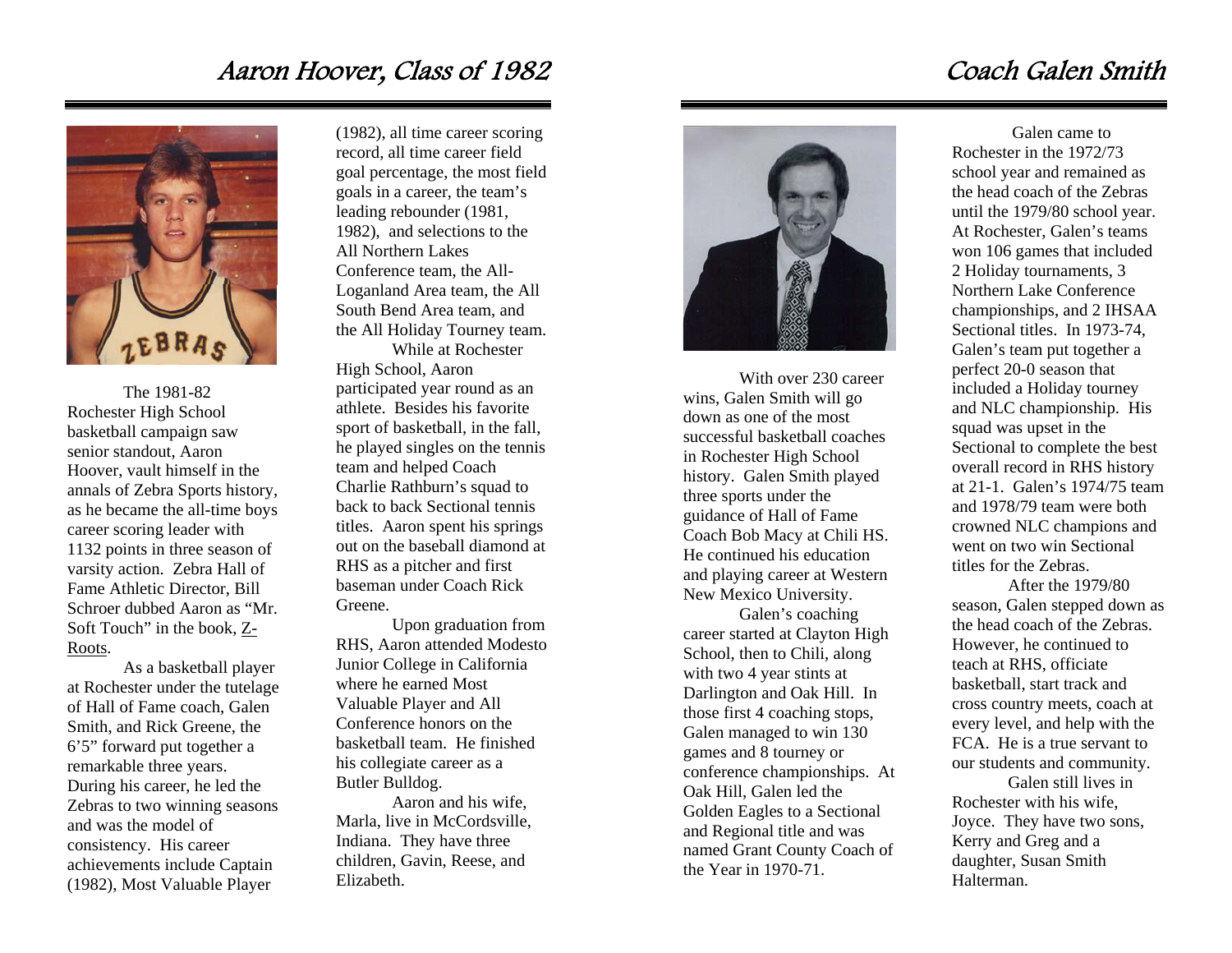# Aaron Hoover, Class of 1982

The 1981-82 Rochester High School basketball campaign saw senior standout, Aaron Hoover, vault himself in the annals of Zebra Sports history, as he became the all-time boys career scoring leader with 1132 points in three season of varsity action. Zebra Hall of Fame Athletic Director, Bill Schroer dubbed Aaron as "Mr. Soft Touch" in the book, Z-Roots.

As a basketball player at Rochester under the tutelage of Hall of Fame coach, Galen Smith, and Rick Greene, the 6'5" forward put together a remarkable three years. During his career, he led the Zebras to two winning seasons and was the model of consistency. His career achievements include Captain (1982), Most Valuable Player (1982), all time career scoring record, all time career field goal percentage, the most field goals in a career, the team's leading rebounder (1981, 1982), and selections to the All Northern Lakes Conference team, the All-Loganland Area team, the All South Bend Area team, and the All Holiday Tourney team.

While at Rochester High School, Aaron participated year round as an athlete. Besides his favorite sport of basketball, in the fall, he played singles on the tennis team and helped Coach Charlie Rathburn's squad to back to back Sectional tennis titles. Aaron spent his springs out on the baseball diamond at RHS as a pitcher and first baseman under Coach Rick Greene.

Upon graduation from RHS, Aaron attended Modesto Junior College in California where he earned Most Valuable Player and All Conference honors on the basketball team. He finished his collegiate career as a Butler Bulldog.

Aaron and his wife, Marla, live in McCordsville, Indiana. They have three children, Gavin, Reese, and Elizabeth.

# Coach Galen Smith

With over 230 career wins, Galen Smith will go down as one of the most successful basketball coaches in Rochester High School history. Galen Smith played three sports under the guidance of Hall of Fame Coach Bob Macy at Chili HS. He continued his education and playing career at Western New Mexico University.

Galen's coaching career started at Clayton High School, then to Chili, along with two 4 year stints at Darlington and Oak Hill. In those first 4 coaching stops, Galen managed to win 130 games and 8 tourney or conference championships. At Oak Hill, Galen led the Golden Eagles to a Sectional and Regional title and was named Grant County Coach of the Year in 1970-71.

Galen came to Rochester in the 1972/73 school year and remained as the head coach of the Zebras until the 1979/80 school year. At Rochester, Galen's teams won 106 games that included 2 Holiday tournaments, 3 Northern Lake Conference championships, and 2 IHSAA Sectional titles. In 1973-74, Galen's team put together a perfect 20-0 season that included a Holiday tourney and NLC championship. His squad was upset in the Sectional to complete the best overall record in RHS history at 21-1. Galen's 1974/75 team and 1978/79 team were both crowned NLC champions and went on two win Sectional titles for the Zebras.

After the 1979/80 season, Galen stepped down as the head coach of the Zebras. However, he continued to teach at RHS, officiate basketball, start track and cross country meets, coach at every level, and help with the FCA. He is a true servant to our students and community.

Galen still lives in Rochester with his wife, Joyce. They have two sons, Kerry and Greg and a daughter, Susan Smith Halterman.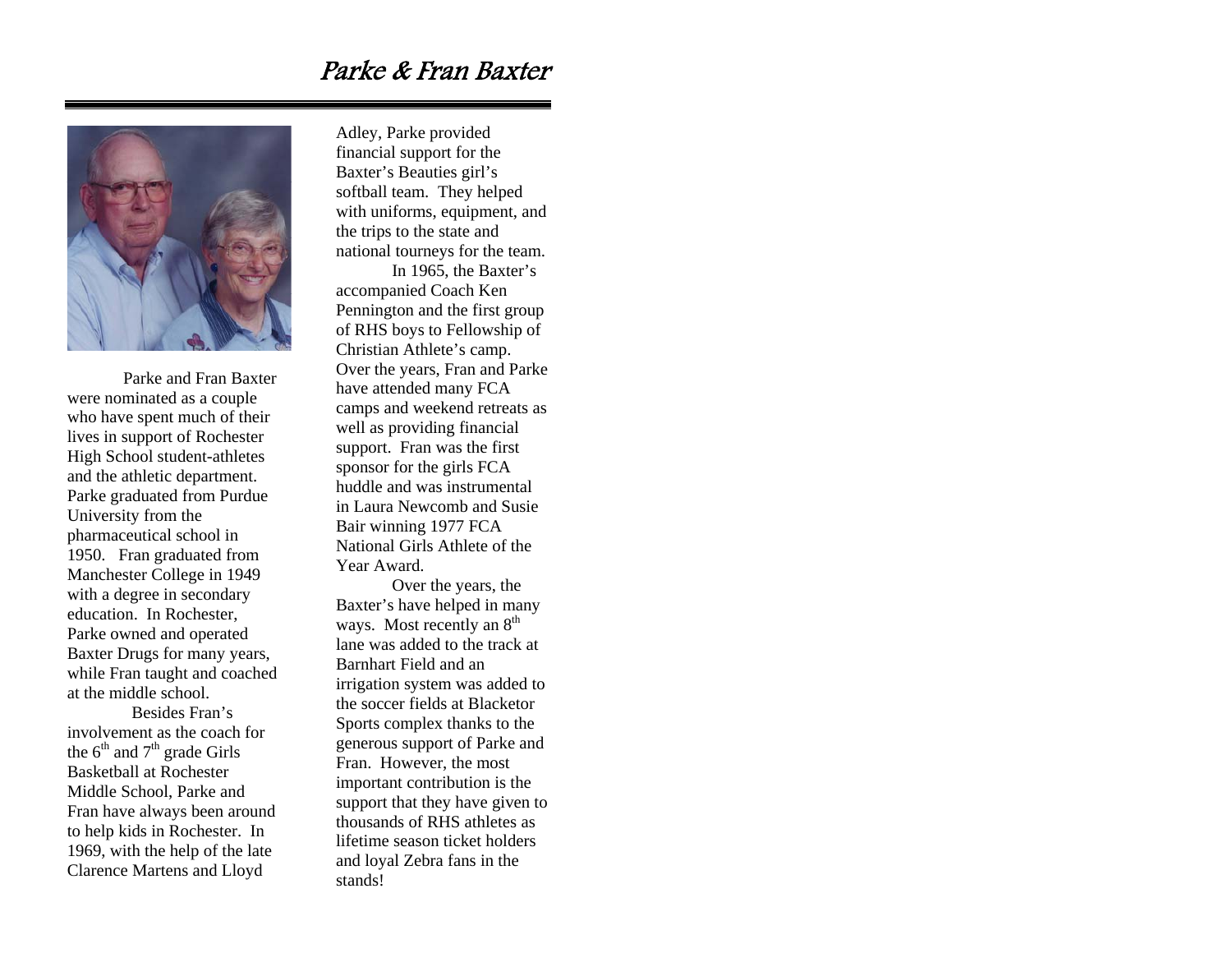# Parke & Fran Baxter

Parke and Fran Baxter were nominated as a couple who have spent much of their lives in support of Rochester High School student-athletes and the athletic department. Parke graduated from Purdue University from the pharmaceutical school in 1950. Fran graduated from Manchester College in 1949 with a degree in secondary education. In Rochester, Parke owned and operated Baxter Drugs for many years, while Fran taught and coached at the middle school.

Besides Fran's involvement as the coach for the 6th and 7th grade Girls Basketball at Rochester Middle School, Parke and Fran have always been around to help kids in Rochester. In 1969, with the help of the late Clarence Martens and Lloyd Adley, Parke provided financial support for the Baxter's Beauties girl's softball team. They helped with uniforms, equipment, and the trips to the state and national tourneys for the team.

In 1965, the Baxter's accompanied Coach Ken Pennington and the first group of RHS boys to Fellowship of Christian Athlete's camp. Over the years, Fran and Parke have attended many FCA camps and weekend retreats as well as providing financial support. Fran was the first sponsor for the girls FCA huddle and was instrumental in Laura Newcomb and Susie Bair winning 1977 FCA National Girls Athlete of the Year Award.

Over the years, the Baxter's have helped in many ways. Most recently an 8th lane was added to the track at Barnhart Field and an irrigation system was added to the soccer fields at Blacketor Sports complex thanks to the generous support of Parke and Fran. However, the most important contribution is the support that they have given to thousands of RHS athletes as lifetime season ticket holders and loyal Zebra fans in the stands!